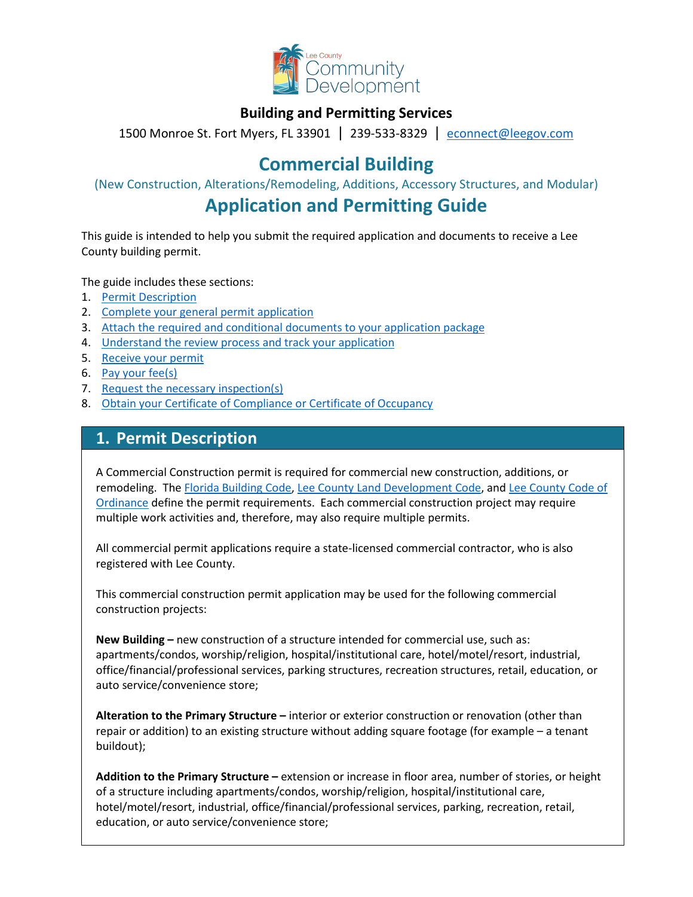Lee County Community Development

**Building and Permitting Services**

1500 Monroe St. Fort Myers, FL 33901 | 239-533-8329 | [econnect@leegov.com](mailto:econnect@leegov.com)

# Commercial Building

(New Construction, Alterations/Remodeling, Additions, Accessory Structures, and Modular)

# Application and Permitting Guide

This guide is intended to help you submit the required application and documents to receive a Lee County building permit.

The guide includes these sections:

1. [Permit Description](#)
2. [Complete your general permit application](#)
3. [Attach the required and conditional documents to your application package](#)
4. [Understand the review process and track your application](#)
5. [Receive your permit](#)
6. [Pay your fee(s)](#)
7. [Request the necessary inspection(s)](#)
8. [Obtain your Certificate of Compliance or Certificate of Occupancy](#)

## 1. Permit Description

A Commercial Construction permit is required for commercial new construction, additions, or remodeling. The [Florida Building Code](#), [Lee County Land Development Code](#), and [Lee County Code of Ordinance](#) define the permit requirements. Each commercial construction project may require multiple work activities and, therefore, may also require multiple permits.

All commercial permit applications require a state-licensed commercial contractor, who is also registered with Lee County.

This commercial construction permit application may be used for the following commercial construction projects:

**New Building –** new construction of a structure intended for commercial use, such as: apartments/condos, worship/religion, hospital/institutional care, hotel/motel/resort, industrial, office/financial/professional services, parking structures, recreation structures, retail, education, or auto service/convenience store;

**Alteration to the Primary Structure –** interior or exterior construction or renovation (other than repair or addition) to an existing structure without adding square footage (for example – a tenant buildout);

**Addition to the Primary Structure –** extension or increase in floor area, number of stories, or height of a structure including apartments/condos, worship/religion, hospital/institutional care, hotel/motel/resort, industrial, office/financial/professional services, parking, recreation, retail, education, or auto service/convenience store;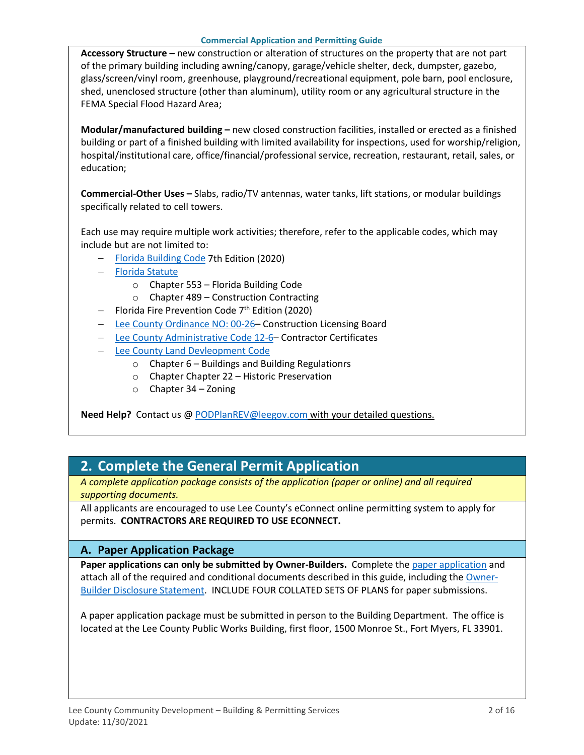**Accessory Structure –** new construction or alteration of structures on the property that are not part of the primary building including awning/canopy, garage/vehicle shelter, deck, dumpster, gazebo, glass/screen/vinyl room, greenhouse, playground/recreational equipment, pole barn, pool enclosure, shed, unenclosed structure (other than aluminum), utility room or any agricultural structure in the FEMA Special Flood Hazard Area;

**Modular/manufactured building –** new closed construction facilities, installed or erected as a finished building or part of a finished building with limited availability for inspections, used for worship/religion, hospital/institutional care, office/financial/professional service, recreation, restaurant, retail, sales, or education;

**Commercial-Other Uses –** Slabs, radio/TV antennas, water tanks, lift stations, or modular buildings specifically related to cell towers.

Each use may require multiple work activities; therefore, refer to the applicable codes, which may include but are not limited to:

- Florida Building Code 7th Edition (2020)
- Florida Statute
  - Chapter 553 – Florida Building Code
  - Chapter 489 – Construction Contracting
- Florida Fire Prevention Code 7th Edition (2020)
- Lee County Ordinance NO: 00-26– Construction Licensing Board
- Lee County Administrative Code 12-6– Contractor Certificates
- Lee County Land Devleopment Code
  - Chapter 6 – Buildings and Building Regulationrs
  - Chapter Chapter 22 – Historic Preservation
  - Chapter 34 – Zoning

**Need Help?** Contact us @ PODPlanREV@leegov.com with your detailed questions.

## 2. Complete the General Permit Application

*A complete application package consists of the application (paper or online) and all required supporting documents.*

All applicants are encouraged to use Lee County's eConnect online permitting system to apply for permits. **CONTRACTORS ARE REQUIRED TO USE ECONNECT.**

### A. Paper Application Package

**Paper applications can only be submitted by Owner-Builders.** Complete the paper application and attach all of the required and conditional documents described in this guide, including the Owner-Builder Disclosure Statement. INCLUDE FOUR COLLATED SETS OF PLANS for paper submissions.

A paper application package must be submitted in person to the Building Department. The office is located at the Lee County Public Works Building, first floor, 1500 Monroe St., Fort Myers, FL 33901.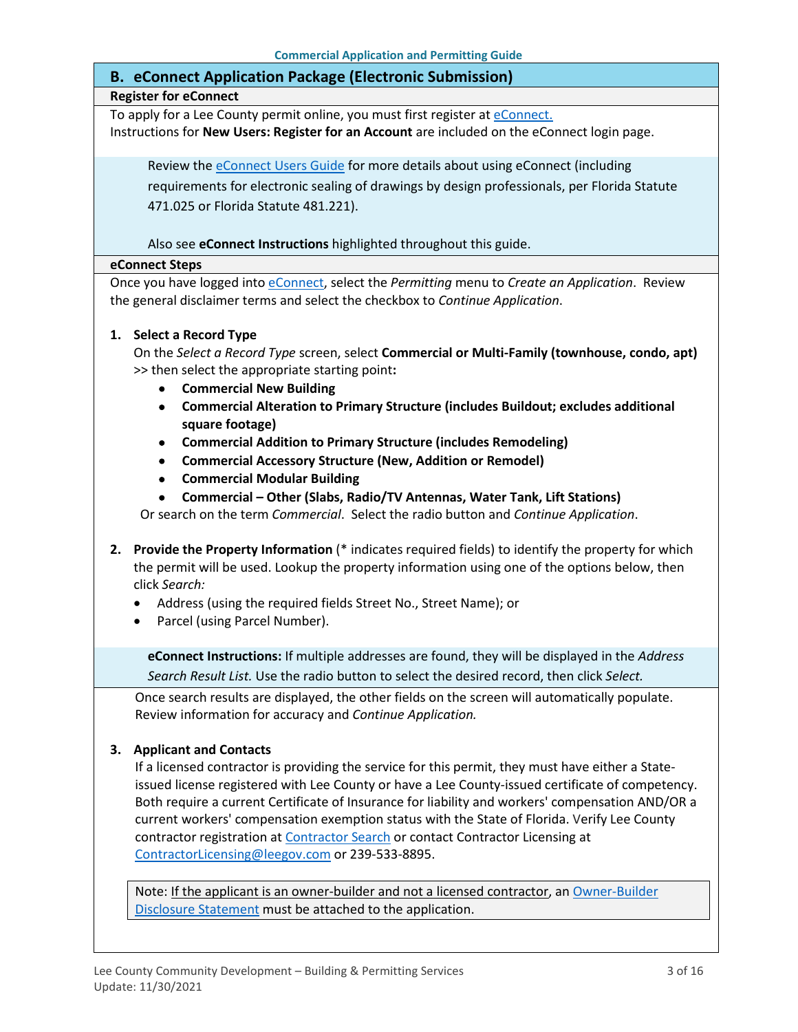## B. eConnect Application Package (Electronic Submission)

**Register for eConnect**

To apply for a Lee County permit online, you must first register at eConnect.
Instructions for **New Users: Register for an Account** are included on the eConnect login page.

> Review the eConnect Users Guide for more details about using eConnect (including requirements for electronic sealing of drawings by design professionals, per Florida Statute 471.025 or Florida Statute 481.221).
>
> Also see **eConnect Instructions** highlighted throughout this guide.

**eConnect Steps**

Once you have logged into eConnect, select the *Permitting* menu to *Create an Application*. Review the general disclaimer terms and select the checkbox to *Continue Application*.

1. **Select a Record Type**
   On the *Select a Record Type* screen, select **Commercial or Multi-Family (townhouse, condo, apt)** >> then select the appropriate starting point**:**
   - **Commercial New Building**
   - **Commercial Alteration to Primary Structure (includes Buildout; excludes additional square footage)**
   - **Commercial Addition to Primary Structure (includes Remodeling)**
   - **Commercial Accessory Structure (New, Addition or Remodel)**
   - **Commercial Modular Building**
   - **Commercial – Other (Slabs, Radio/TV Antennas, Water Tank, Lift Stations)**

   Or search on the term *Commercial*. Select the radio button and *Continue Application*.

2. **Provide the Property Information** (* indicates required fields) to identify the property for which the permit will be used. Lookup the property information using one of the options below, then click *Search:*
   - Address (using the required fields Street No., Street Name); or
   - Parcel (using Parcel Number).

   > **eConnect Instructions:** If multiple addresses are found, they will be displayed in the *Address Search Result List.* Use the radio button to select the desired record, then click *Select.*

   Once search results are displayed, the other fields on the screen will automatically populate. Review information for accuracy and *Continue Application.*

3. **Applicant and Contacts**
   If a licensed contractor is providing the service for this permit, they must have either a State-issued license registered with Lee County or have a Lee County-issued certificate of competency. Both require a current Certificate of Insurance for liability and workers' compensation AND/OR a current workers' compensation exemption status with the State of Florida. Verify Lee County contractor registration at Contractor Search or contact Contractor Licensing at ContractorLicensing@leegov.com or 239-533-8895.

   > Note: If the applicant is an owner-builder and not a licensed contractor, an Owner-Builder Disclosure Statement must be attached to the application.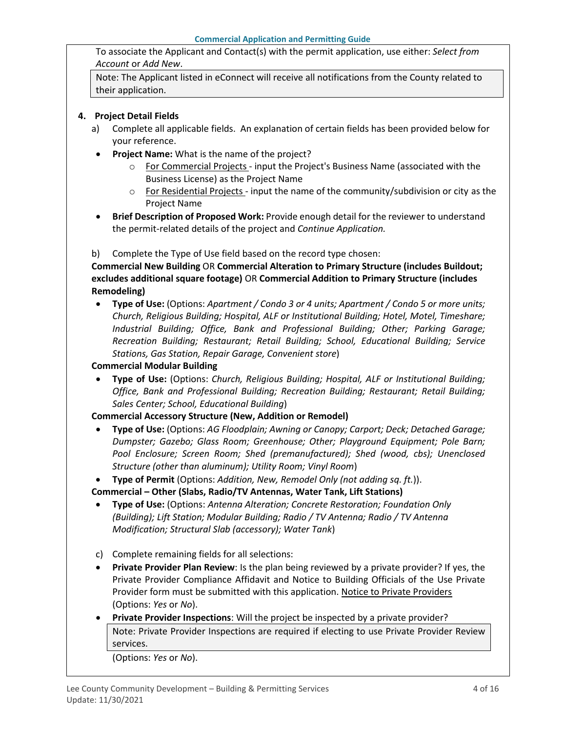To associate the Applicant and Contact(s) with the permit application, use either: *Select from Account* or *Add New*.

> Note: The Applicant listed in eConnect will receive all notifications from the County related to their application.

**4. Project Detail Fields**

a) Complete all applicable fields. An explanation of certain fields has been provided below for your reference.

- **Project Name:** What is the name of the project?
  - For Commercial Projects - input the Project's Business Name (associated with the Business License) as the Project Name
  - For Residential Projects - input the name of the community/subdivision or city as the Project Name
- **Brief Description of Proposed Work:** Provide enough detail for the reviewer to understand the permit-related details of the project and *Continue Application.*

b) Complete the Type of Use field based on the record type chosen:

**Commercial New Building** OR **Commercial Alteration to Primary Structure (includes Buildout; excludes additional square footage)** OR **Commercial Addition to Primary Structure (includes Remodeling)**

- **Type of Use:** (Options: *Apartment / Condo 3 or 4 units; Apartment / Condo 5 or more units; Church, Religious Building; Hospital, ALF or Institutional Building; Hotel, Motel, Timeshare; Industrial Building; Office, Bank and Professional Building; Other; Parking Garage; Recreation Building; Restaurant; Retail Building; School, Educational Building; Service Stations, Gas Station, Repair Garage, Convenient store*)

**Commercial Modular Building**

- **Type of Use:** (Options: *Church, Religious Building; Hospital, ALF or Institutional Building; Office, Bank and Professional Building; Recreation Building; Restaurant; Retail Building; Sales Center; School, Educational Building*)

**Commercial Accessory Structure (New, Addition or Remodel)**

- **Type of Use:** (Options: *AG Floodplain; Awning or Canopy; Carport; Deck; Detached Garage; Dumpster; Gazebo; Glass Room; Greenhouse; Other; Playground Equipment; Pole Barn; Pool Enclosure; Screen Room; Shed (premanufactured); Shed (wood, cbs); Unenclosed Structure (other than aluminum); Utility Room; Vinyl Room*)
- **Type of Permit** (Options: *Addition, New, Remodel Only (not adding sq. ft.*)).

**Commercial – Other (Slabs, Radio/TV Antennas, Water Tank, Lift Stations)**

- **Type of Use:** (Options: *Antenna Alteration; Concrete Restoration; Foundation Only (Building); Lift Station; Modular Building; Radio / TV Antenna; Radio / TV Antenna Modification; Structural Slab (accessory); Water Tank*)

c) Complete remaining fields for all selections:

- **Private Provider Plan Review**: Is the plan being reviewed by a private provider? If yes, the Private Provider Compliance Affidavit and Notice to Building Officials of the Use Private Provider form must be submitted with this application. Notice to Private Providers (Options: *Yes* or *No*).
- **Private Provider Inspections**: Will the project be inspected by a private provider?

  > Note: Private Provider Inspections are required if electing to use Private Provider Review services.

  (Options: *Yes* or *No*).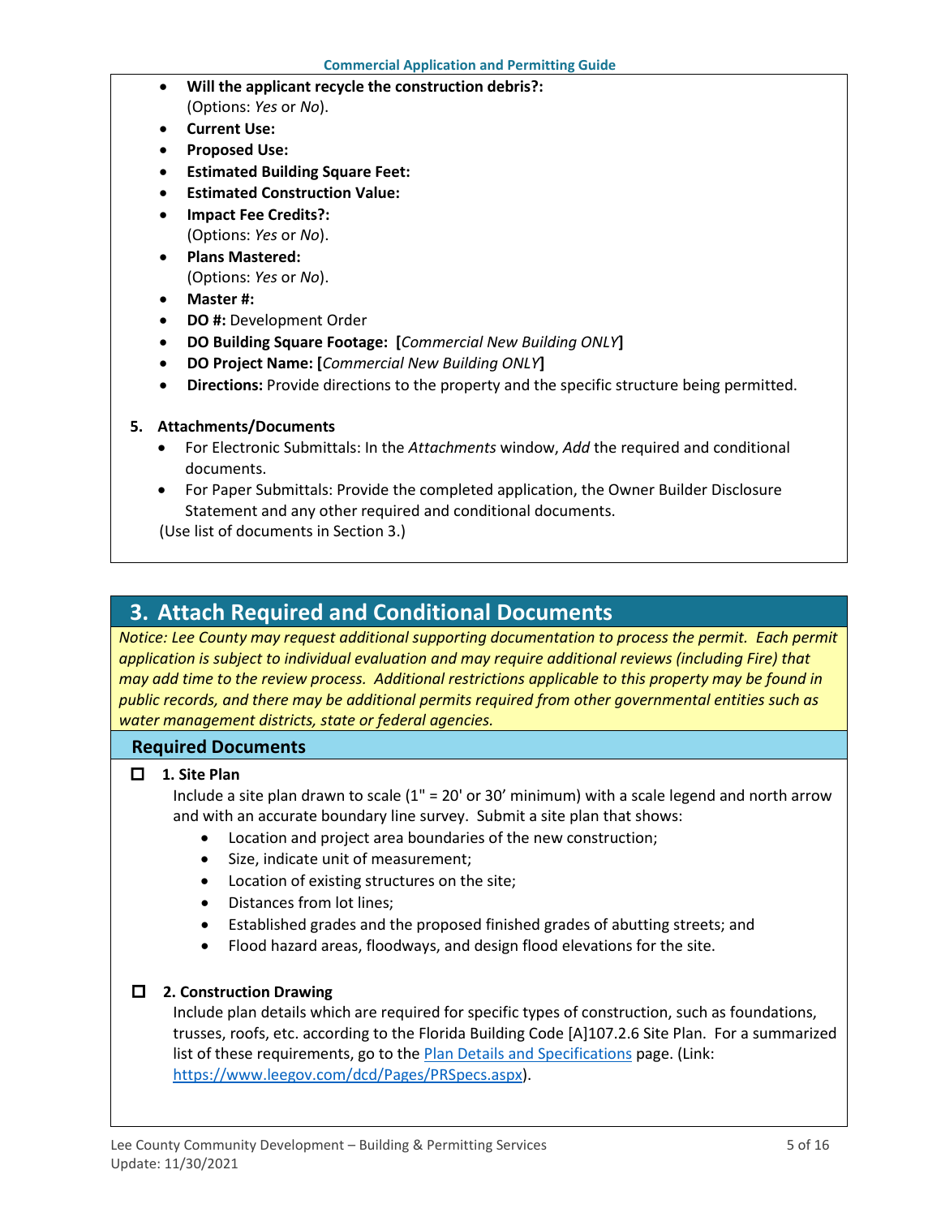- **Will the applicant recycle the construction debris?:** (Options: *Yes* or *No*).
- **Current Use:**
- **Proposed Use:**
- **Estimated Building Square Feet:**
- **Estimated Construction Value:**
- **Impact Fee Credits?:** (Options: *Yes* or *No*).
- **Plans Mastered:** (Options: *Yes* or *No*).
- **Master #:**
- **DO #:** Development Order
- **DO Building Square Footage: [***Commercial New Building ONLY***]**
- **DO Project Name: [***Commercial New Building ONLY***]**
- **Directions:** Provide directions to the property and the specific structure being permitted.

5. **Attachments/Documents**
   - For Electronic Submittals: In the *Attachments* window, *Add* the required and conditional documents.
   - For Paper Submittals: Provide the completed application, the Owner Builder Disclosure Statement and any other required and conditional documents.

   (Use list of documents in Section 3.)

## 3. Attach Required and Conditional Documents

*Notice: Lee County may request additional supporting documentation to process the permit. Each permit application is subject to individual evaluation and may require additional reviews (including Fire) that may add time to the review process. Additional restrictions applicable to this property may be found in public records, and there may be additional permits required from other governmental entities such as water management districts, state or federal agencies.*

### Required Documents

☐ **1. Site Plan**

Include a site plan drawn to scale (1" = 20' or 30' minimum) with a scale legend and north arrow and with an accurate boundary line survey. Submit a site plan that shows:

- Location and project area boundaries of the new construction;
- Size, indicate unit of measurement;
- Location of existing structures on the site;
- Distances from lot lines;
- Established grades and the proposed finished grades of abutting streets; and
- Flood hazard areas, floodways, and design flood elevations for the site.

☐ **2. Construction Drawing**

Include plan details which are required for specific types of construction, such as foundations, trusses, roofs, etc. according to the Florida Building Code [A]107.2.6 Site Plan. For a summarized list of these requirements, go to the [Plan Details and Specifications](https://www.leegov.com/dcd/Pages/PRSpecs.aspx) page. (Link: https://www.leegov.com/dcd/Pages/PRSpecs.aspx).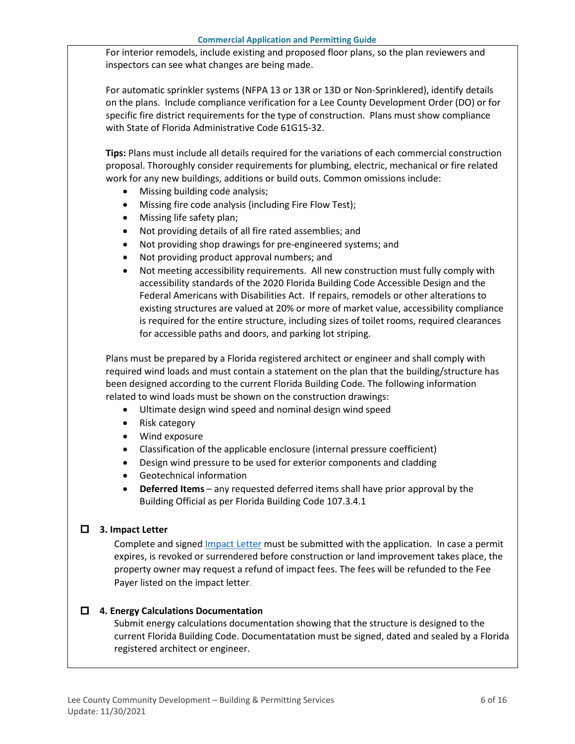For interior remodels, include existing and proposed floor plans, so the plan reviewers and inspectors can see what changes are being made.

For automatic sprinkler systems (NFPA 13 or 13R or 13D or Non-Sprinklered), identify details on the plans. Include compliance verification for a Lee County Development Order (DO) or for specific fire district requirements for the type of construction. Plans must show compliance with State of Florida Administrative Code 61G15-32.

**Tips:** Plans must include all details required for the variations of each commercial construction proposal. Thoroughly consider requirements for plumbing, electric, mechanical or fire related work for any new buildings, additions or build outs. Common omissions include:

- Missing building code analysis;
- Missing fire code analysis (including Fire Flow Test);
- Missing life safety plan;
- Not providing details of all fire rated assemblies; and
- Not providing shop drawings for pre-engineered systems; and
- Not providing product approval numbers; and
- Not meeting accessibility requirements. All new construction must fully comply with accessibility standards of the 2020 Florida Building Code Accessible Design and the Federal Americans with Disabilities Act. If repairs, remodels or other alterations to existing structures are valued at 20% or more of market value, accessibility compliance is required for the entire structure, including sizes of toilet rooms, required clearances for accessible paths and doors, and parking lot striping.

Plans must be prepared by a Florida registered architect or engineer and shall comply with required wind loads and must contain a statement on the plan that the building/structure has been designed according to the current Florida Building Code. The following information related to wind loads must be shown on the construction drawings:

- Ultimate design wind speed and nominal design wind speed
- Risk category
- Wind exposure
- Classification of the applicable enclosure (internal pressure coefficient)
- Design wind pressure to be used for exterior components and cladding
- Geotechnical information
- **Deferred Items** – any requested deferred items shall have prior approval by the Building Official as per Florida Building Code 107.3.4.1

☐ **3. Impact Letter**

Complete and signed Impact Letter must be submitted with the application. In case a permit expires, is revoked or surrendered before construction or land improvement takes place, the property owner may request a refund of impact fees. The fees will be refunded to the Fee Payer listed on the impact letter.

☐ **4. Energy Calculations Documentation**

Submit energy calculations documentation showing that the structure is designed to the current Florida Building Code. Documentatation must be signed, dated and sealed by a Florida registered architect or engineer.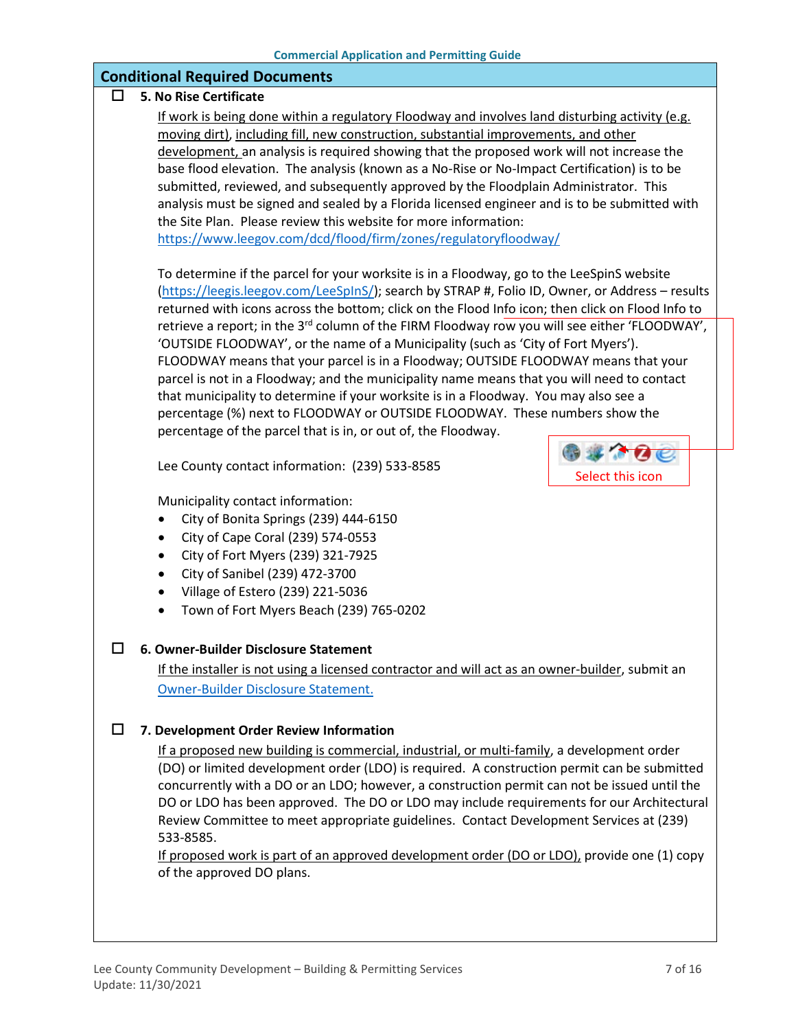## Conditional Required Documents

☐ **5. No Rise Certificate**

If work is being done within a regulatory Floodway and involves land disturbing activity (e.g. moving dirt), including fill, new construction, substantial improvements, and other development, an analysis is required showing that the proposed work will not increase the base flood elevation. The analysis (known as a No-Rise or No-Impact Certification) is to be submitted, reviewed, and subsequently approved by the Floodplain Administrator. This analysis must be signed and sealed by a Florida licensed engineer and is to be submitted with the Site Plan. Please review this website for more information: https://www.leegov.com/dcd/flood/firm/zones/regulatoryfloodway/

To determine if the parcel for your worksite is in a Floodway, go to the LeeSpinS website (https://leegis.leegov.com/LeeSpInS/); search by STRAP #, Folio ID, Owner, or Address – results returned with icons across the bottom; click on the Flood Info icon; then click on Flood Info to retrieve a report; in the 3rd column of the FIRM Floodway row you will see either 'FLOODWAY', 'OUTSIDE FLOODWAY', or the name of a Municipality (such as 'City of Fort Myers'). FLOODWAY means that your parcel is in a Floodway; OUTSIDE FLOODWAY means that your parcel is not in a Floodway; and the municipality name means that you will need to contact that municipality to determine if your worksite is in a Floodway. You may also see a percentage (%) next to FLOODWAY or OUTSIDE FLOODWAY. These numbers show the percentage of the parcel that is in, or out of, the Floodway.

Select this icon

Lee County contact information: (239) 533-8585

Municipality contact information:

- City of Bonita Springs (239) 444-6150
- City of Cape Coral (239) 574-0553
- City of Fort Myers (239) 321-7925
- City of Sanibel (239) 472-3700
- Village of Estero (239) 221-5036
- Town of Fort Myers Beach (239) 765-0202

☐ **6. Owner-Builder Disclosure Statement**

If the installer is not using a licensed contractor and will act as an owner-builder, submit an Owner-Builder Disclosure Statement.

☐ **7. Development Order Review Information**

If a proposed new building is commercial, industrial, or multi-family, a development order (DO) or limited development order (LDO) is required. A construction permit can be submitted concurrently with a DO or an LDO; however, a construction permit can not be issued until the DO or LDO has been approved. The DO or LDO may include requirements for our Architectural Review Committee to meet appropriate guidelines. Contact Development Services at (239) 533-8585.

If proposed work is part of an approved development order (DO or LDO), provide one (1) copy of the approved DO plans.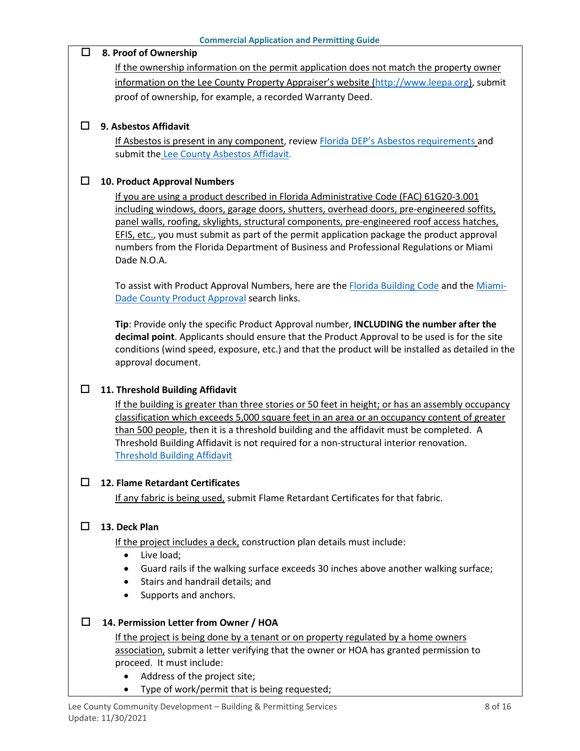☐ **8. Proof of Ownership**

If the ownership information on the permit application does not match the property owner information on the Lee County Property Appraiser's website (http://www.leepa.org), submit proof of ownership, for example, a recorded Warranty Deed.

☐ **9. Asbestos Affidavit**

If Asbestos is present in any component, review Florida DEP's Asbestos requirements and submit the Lee County Asbestos Affidavit.

☐ **10. Product Approval Numbers**

If you are using a product described in Florida Administrative Code (FAC) 61G20-3.001 including windows, doors, garage doors, shutters, overhead doors, pre-engineered soffits, panel walls, roofing, skylights, structural components, pre-engineered roof access hatches, EFIS, etc., you must submit as part of the permit application package the product approval numbers from the Florida Department of Business and Professional Regulations or Miami Dade N.O.A.

To assist with Product Approval Numbers, here are the Florida Building Code and the Miami-Dade County Product Approval search links.

**Tip**: Provide only the specific Product Approval number, **INCLUDING the number after the decimal point**. Applicants should ensure that the Product Approval to be used is for the site conditions (wind speed, exposure, etc.) and that the product will be installed as detailed in the approval document.

☐ **11. Threshold Building Affidavit**

If the building is greater than three stories or 50 feet in height; or has an assembly occupancy classification which exceeds 5,000 square feet in an area or an occupancy content of greater than 500 people, then it is a threshold building and the affidavit must be completed. A Threshold Building Affidavit is not required for a non-structural interior renovation.
Threshold Building Affidavit

☐ **12. Flame Retardant Certificates**

If any fabric is being used, submit Flame Retardant Certificates for that fabric.

☐ **13. Deck Plan**

If the project includes a deck, construction plan details must include:

- Live load;
- Guard rails if the walking surface exceeds 30 inches above another walking surface;
- Stairs and handrail details; and
- Supports and anchors.

☐ **14. Permission Letter from Owner / HOA**

If the project is being done by a tenant or on property regulated by a home owners association, submit a letter verifying that the owner or HOA has granted permission to proceed. It must include:

- Address of the project site;
- Type of work/permit that is being requested;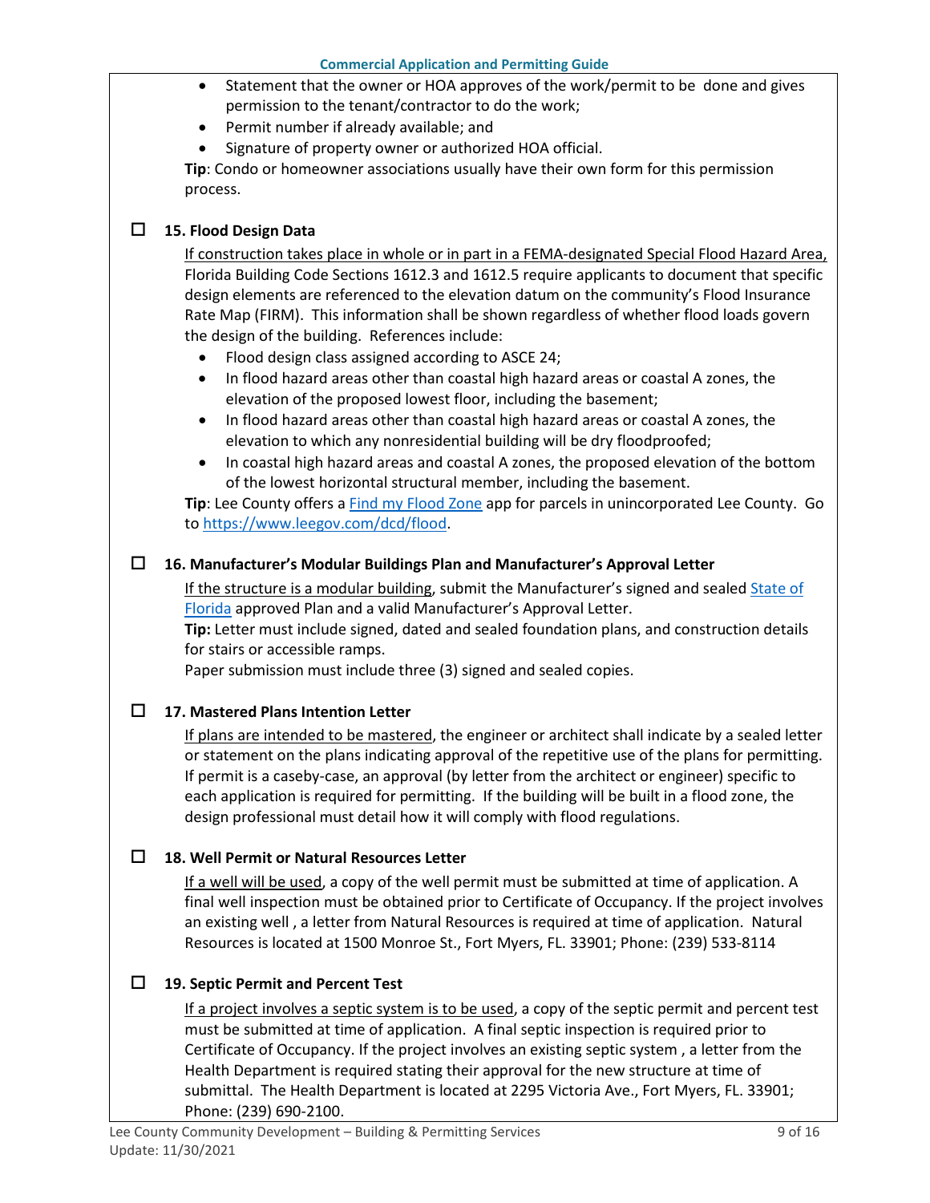- Statement that the owner or HOA approves of the work/permit to be done and gives permission to the tenant/contractor to do the work;
- Permit number if already available; and
- Signature of property owner or authorized HOA official.

**Tip**: Condo or homeowner associations usually have their own form for this permission process.

## ☐ 15. Flood Design Data

If construction takes place in whole or in part in a FEMA-designated Special Flood Hazard Area, Florida Building Code Sections 1612.3 and 1612.5 require applicants to document that specific design elements are referenced to the elevation datum on the community's Flood Insurance Rate Map (FIRM). This information shall be shown regardless of whether flood loads govern the design of the building. References include:

- Flood design class assigned according to ASCE 24;
- In flood hazard areas other than coastal high hazard areas or coastal A zones, the elevation of the proposed lowest floor, including the basement;
- In flood hazard areas other than coastal high hazard areas or coastal A zones, the elevation to which any nonresidential building will be dry floodproofed;
- In coastal high hazard areas and coastal A zones, the proposed elevation of the bottom of the lowest horizontal structural member, including the basement.

**Tip**: Lee County offers a Find my Flood Zone app for parcels in unincorporated Lee County. Go to https://www.leegov.com/dcd/flood.

## ☐ 16. Manufacturer's Modular Buildings Plan and Manufacturer's Approval Letter

If the structure is a modular building, submit the Manufacturer's signed and sealed State of Florida approved Plan and a valid Manufacturer's Approval Letter.

**Tip:** Letter must include signed, dated and sealed foundation plans, and construction details for stairs or accessible ramps.

Paper submission must include three (3) signed and sealed copies.

## ☐ 17. Mastered Plans Intention Letter

If plans are intended to be mastered, the engineer or architect shall indicate by a sealed letter or statement on the plans indicating approval of the repetitive use of the plans for permitting. If permit is a caseby-case, an approval (by letter from the architect or engineer) specific to each application is required for permitting. If the building will be built in a flood zone, the design professional must detail how it will comply with flood regulations.

## ☐ 18. Well Permit or Natural Resources Letter

If a well will be used, a copy of the well permit must be submitted at time of application. A final well inspection must be obtained prior to Certificate of Occupancy. If the project involves an existing well , a letter from Natural Resources is required at time of application. Natural Resources is located at 1500 Monroe St., Fort Myers, FL. 33901; Phone: (239) 533-8114

## ☐ 19. Septic Permit and Percent Test

If a project involves a septic system is to be used, a copy of the septic permit and percent test must be submitted at time of application. A final septic inspection is required prior to Certificate of Occupancy. If the project involves an existing septic system , a letter from the Health Department is required stating their approval for the new structure at time of submittal. The Health Department is located at 2295 Victoria Ave., Fort Myers, FL. 33901; Phone: (239) 690-2100.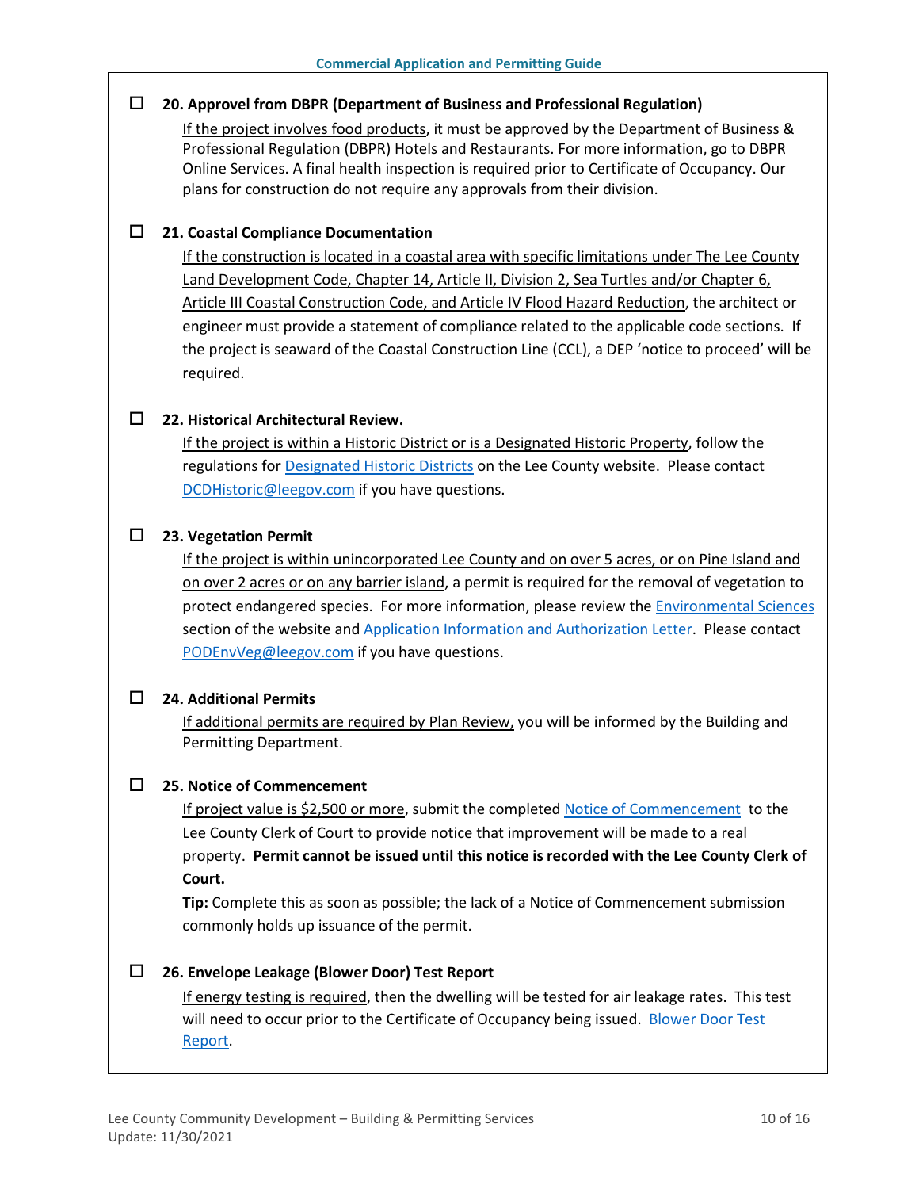☐ **20. Approvel from DBPR (Department of Business and Professional Regulation)**

If the project involves food products, it must be approved by the Department of Business & Professional Regulation (DBPR) Hotels and Restaurants. For more information, go to DBPR Online Services. A final health inspection is required prior to Certificate of Occupancy. Our plans for construction do not require any approvals from their division.

☐ **21. Coastal Compliance Documentation**

If the construction is located in a coastal area with specific limitations under The Lee County Land Development Code, Chapter 14, Article II, Division 2, Sea Turtles and/or Chapter 6, Article III Coastal Construction Code, and Article IV Flood Hazard Reduction, the architect or engineer must provide a statement of compliance related to the applicable code sections. If the project is seaward of the Coastal Construction Line (CCL), a DEP 'notice to proceed' will be required.

☐ **22. Historical Architectural Review.**

If the project is within a Historic District or is a Designated Historic Property, follow the regulations for Designated Historic Districts on the Lee County website. Please contact DCDHistoric@leegov.com if you have questions.

☐ **23. Vegetation Permit**

If the project is within unincorporated Lee County and on over 5 acres, or on Pine Island and on over 2 acres or on any barrier island, a permit is required for the removal of vegetation to protect endangered species. For more information, please review the Environmental Sciences section of the website and Application Information and Authorization Letter. Please contact PODEnvVeg@leegov.com if you have questions.

☐ **24. Additional Permits**

If additional permits are required by Plan Review, you will be informed by the Building and Permitting Department.

☐ **25. Notice of Commencement**

If project value is $2,500 or more, submit the completed Notice of Commencement to the Lee County Clerk of Court to provide notice that improvement will be made to a real property. **Permit cannot be issued until this notice is recorded with the Lee County Clerk of Court.**

**Tip:** Complete this as soon as possible; the lack of a Notice of Commencement submission commonly holds up issuance of the permit.

☐ **26. Envelope Leakage (Blower Door) Test Report**

If energy testing is required, then the dwelling will be tested for air leakage rates. This test will need to occur prior to the Certificate of Occupancy being issued. Blower Door Test Report.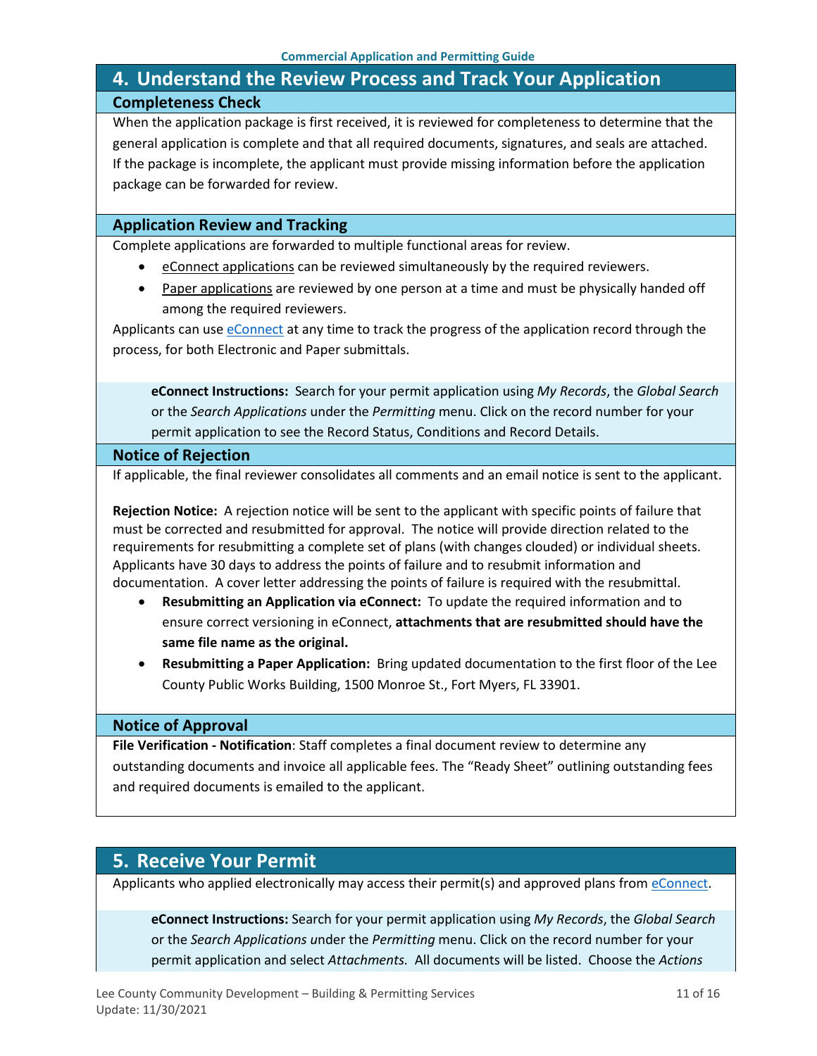## 4. Understand the Review Process and Track Your Application

### Completeness Check

When the application package is first received, it is reviewed for completeness to determine that the general application is complete and that all required documents, signatures, and seals are attached. If the package is incomplete, the applicant must provide missing information before the application package can be forwarded for review.

### Application Review and Tracking

Complete applications are forwarded to multiple functional areas for review.

- eConnect applications can be reviewed simultaneously by the required reviewers.
- Paper applications are reviewed by one person at a time and must be physically handed off among the required reviewers.

Applicants can use eConnect at any time to track the progress of the application record through the process, for both Electronic and Paper submittals.

**eConnect Instructions:** Search for your permit application using *My Records*, the *Global Search* or the *Search Applications* under the *Permitting* menu. Click on the record number for your permit application to see the Record Status, Conditions and Record Details.

### Notice of Rejection

If applicable, the final reviewer consolidates all comments and an email notice is sent to the applicant.

**Rejection Notice:** A rejection notice will be sent to the applicant with specific points of failure that must be corrected and resubmitted for approval. The notice will provide direction related to the requirements for resubmitting a complete set of plans (with changes clouded) or individual sheets. Applicants have 30 days to address the points of failure and to resubmit information and documentation. A cover letter addressing the points of failure is required with the resubmittal.

- **Resubmitting an Application via eConnect:** To update the required information and to ensure correct versioning in eConnect, **attachments that are resubmitted should have the same file name as the original.**
- **Resubmitting a Paper Application:** Bring updated documentation to the first floor of the Lee County Public Works Building, 1500 Monroe St., Fort Myers, FL 33901.

### Notice of Approval

**File Verification - Notification**: Staff completes a final document review to determine any outstanding documents and invoice all applicable fees. The "Ready Sheet" outlining outstanding fees and required documents is emailed to the applicant.

## 5. Receive Your Permit

Applicants who applied electronically may access their permit(s) and approved plans from eConnect.

**eConnect Instructions:** Search for your permit application using *My Records*, the *Global Search* or the *Search Applications* under the *Permitting* menu. Click on the record number for your permit application and select *Attachments.* All documents will be listed. Choose the *Actions*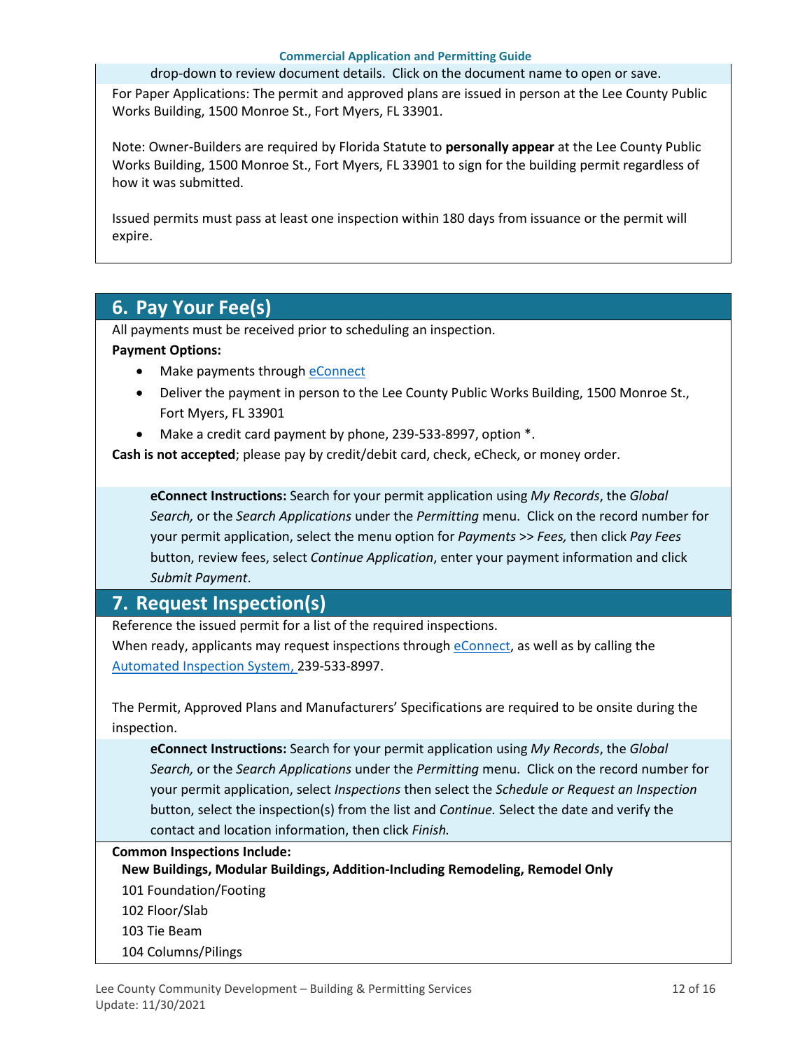drop-down to review document details. Click on the document name to open or save.

For Paper Applications: The permit and approved plans are issued in person at the Lee County Public Works Building, 1500 Monroe St., Fort Myers, FL 33901.

Note: Owner-Builders are required by Florida Statute to **personally appear** at the Lee County Public Works Building, 1500 Monroe St., Fort Myers, FL 33901 to sign for the building permit regardless of how it was submitted.

Issued permits must pass at least one inspection within 180 days from issuance or the permit will expire.

## 6. Pay Your Fee(s)

All payments must be received prior to scheduling an inspection.

**Payment Options:**

- Make payments through eConnect
- Deliver the payment in person to the Lee County Public Works Building, 1500 Monroe St., Fort Myers, FL 33901
- Make a credit card payment by phone, 239-533-8997, option *.

**Cash is not accepted**; please pay by credit/debit card, check, eCheck, or money order.

**eConnect Instructions:** Search for your permit application using *My Records*, the *Global Search,* or the *Search Applications* under the *Permitting* menu. Click on the record number for your permit application, select the menu option for *Payments >> Fees,* then click *Pay Fees* button, review fees, select *Continue Application*, enter your payment information and click *Submit Payment*.

## 7. Request Inspection(s)

Reference the issued permit for a list of the required inspections.

When ready, applicants may request inspections through eConnect, as well as by calling the Automated Inspection System, 239-533-8997.

The Permit, Approved Plans and Manufacturers' Specifications are required to be onsite during the inspection.

**eConnect Instructions:** Search for your permit application using *My Records*, the *Global Search,* or the *Search Applications* under the *Permitting* menu. Click on the record number for your permit application, select *Inspections* then select the *Schedule or Request an Inspection* button, select the inspection(s) from the list and *Continue.* Select the date and verify the contact and location information, then click *Finish.*

**Common Inspections Include:**

**New Buildings, Modular Buildings, Addition-Including Remodeling, Remodel Only**

101 Foundation/Footing

102 Floor/Slab

103 Tie Beam

104 Columns/Pilings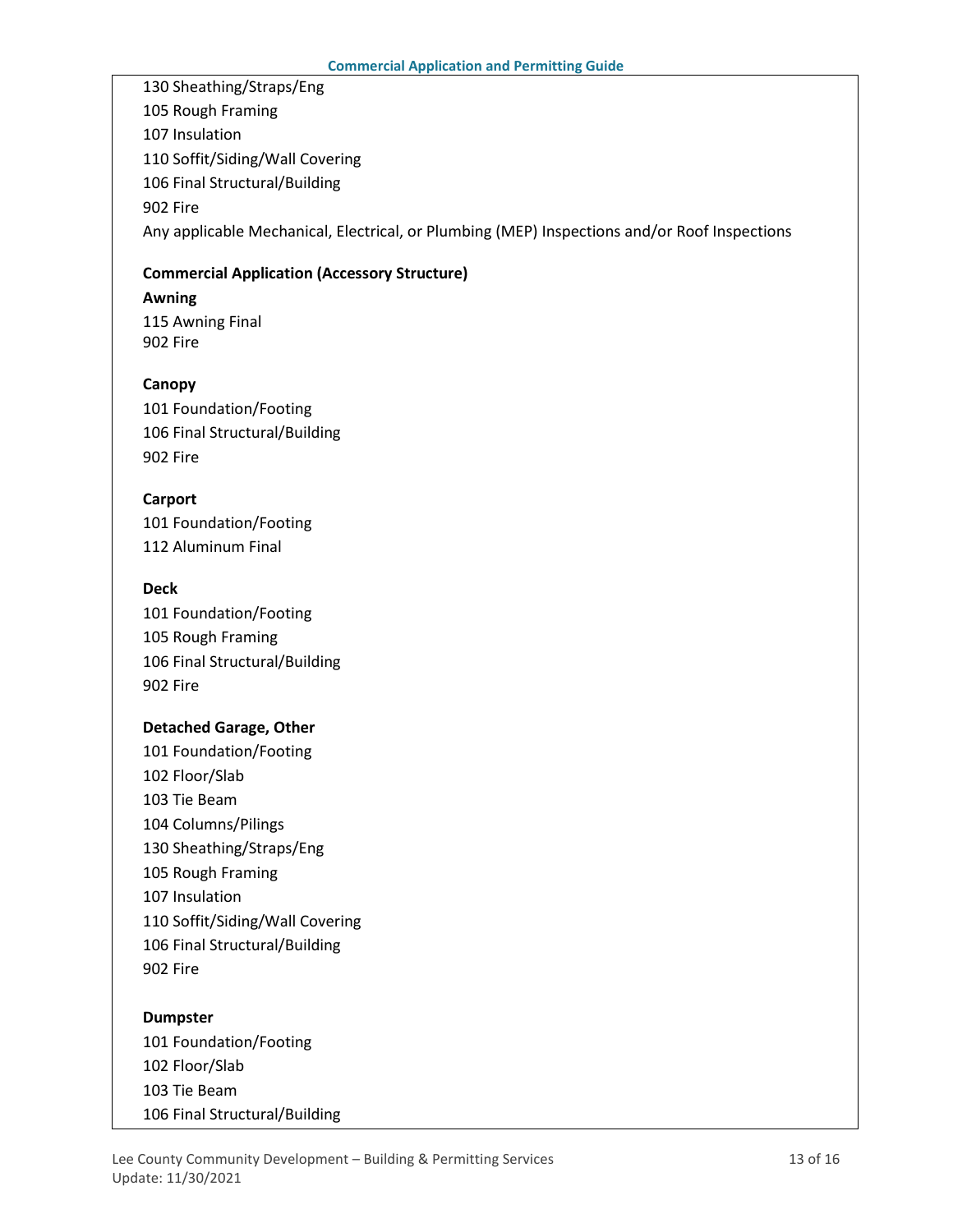130 Sheathing/Straps/Eng
105 Rough Framing
107 Insulation
110 Soffit/Siding/Wall Covering
106 Final Structural/Building
902 Fire
Any applicable Mechanical, Electrical, or Plumbing (MEP) Inspections and/or Roof Inspections

**Commercial Application (Accessory Structure)**

**Awning**
115 Awning Final
902 Fire

**Canopy**
101 Foundation/Footing
106 Final Structural/Building
902 Fire

**Carport**
101 Foundation/Footing
112 Aluminum Final

**Deck**
101 Foundation/Footing
105 Rough Framing
106 Final Structural/Building
902 Fire

**Detached Garage, Other**
101 Foundation/Footing
102 Floor/Slab
103 Tie Beam
104 Columns/Pilings
130 Sheathing/Straps/Eng
105 Rough Framing
107 Insulation
110 Soffit/Siding/Wall Covering
106 Final Structural/Building
902 Fire

**Dumpster**
101 Foundation/Footing
102 Floor/Slab
103 Tie Beam
106 Final Structural/Building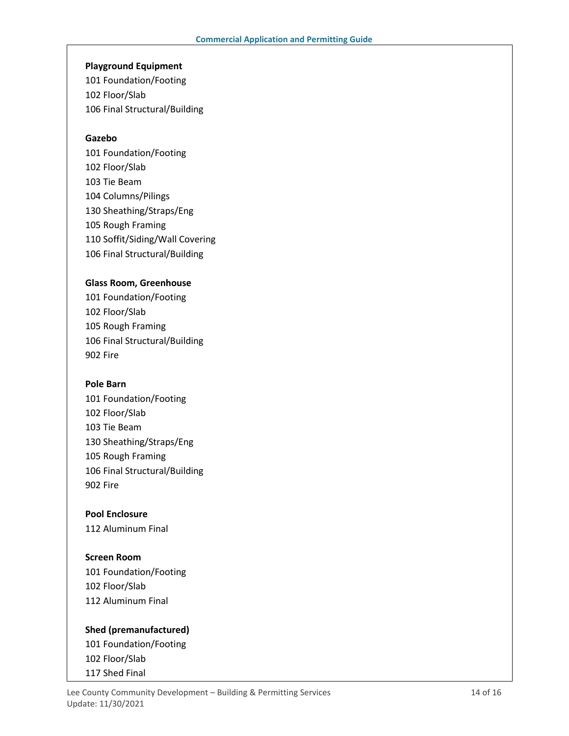**Playground Equipment**

101 Foundation/Footing
102 Floor/Slab
106 Final Structural/Building

**Gazebo**

101 Foundation/Footing
102 Floor/Slab
103 Tie Beam
104 Columns/Pilings
130 Sheathing/Straps/Eng
105 Rough Framing
110 Soffit/Siding/Wall Covering
106 Final Structural/Building

**Glass Room, Greenhouse**

101 Foundation/Footing
102 Floor/Slab
105 Rough Framing
106 Final Structural/Building
902 Fire

**Pole Barn**

101 Foundation/Footing
102 Floor/Slab
103 Tie Beam
130 Sheathing/Straps/Eng
105 Rough Framing
106 Final Structural/Building
902 Fire

**Pool Enclosure**

112 Aluminum Final

**Screen Room**

101 Foundation/Footing
102 Floor/Slab
112 Aluminum Final

**Shed (premanufactured)**

101 Foundation/Footing
102 Floor/Slab
117 Shed Final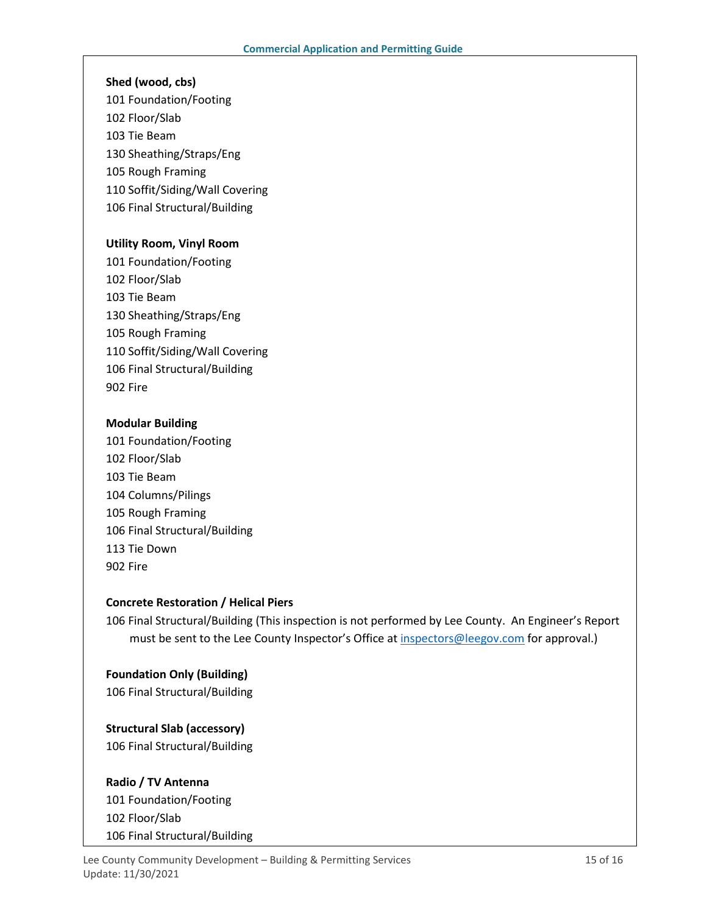**Shed (wood, cbs)**

101 Foundation/Footing
102 Floor/Slab
103 Tie Beam
130 Sheathing/Straps/Eng
105 Rough Framing
110 Soffit/Siding/Wall Covering
106 Final Structural/Building

**Utility Room, Vinyl Room**

101 Foundation/Footing
102 Floor/Slab
103 Tie Beam
130 Sheathing/Straps/Eng
105 Rough Framing
110 Soffit/Siding/Wall Covering
106 Final Structural/Building
902 Fire

**Modular Building**

101 Foundation/Footing
102 Floor/Slab
103 Tie Beam
104 Columns/Pilings
105 Rough Framing
106 Final Structural/Building
113 Tie Down
902 Fire

**Concrete Restoration / Helical Piers**

106 Final Structural/Building (This inspection is not performed by Lee County. An Engineer's Report must be sent to the Lee County Inspector's Office at inspectors@leegov.com for approval.)

**Foundation Only (Building)**

106 Final Structural/Building

**Structural Slab (accessory)**

106 Final Structural/Building

**Radio / TV Antenna**

101 Foundation/Footing
102 Floor/Slab
106 Final Structural/Building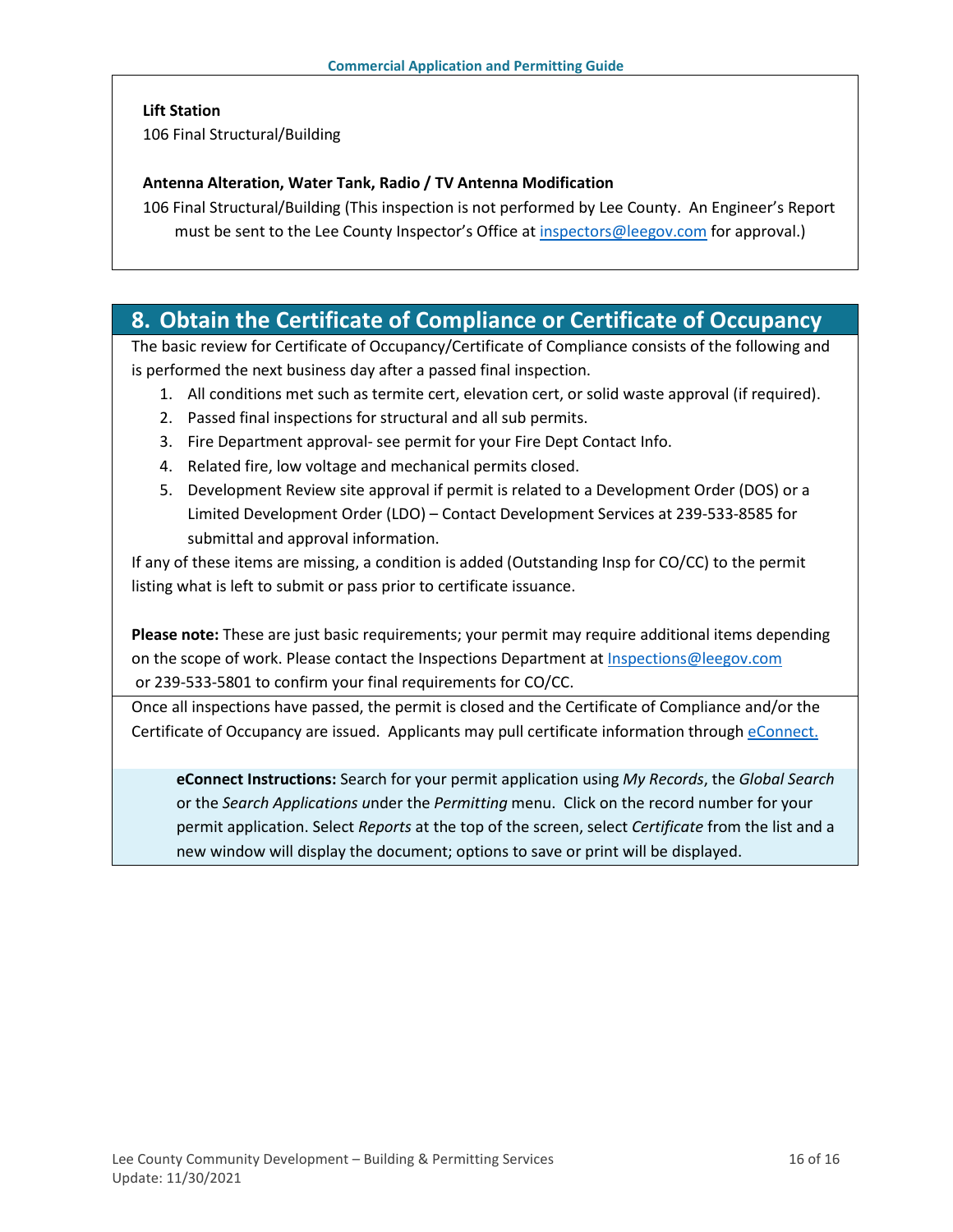**Lift Station**

106 Final Structural/Building

**Antenna Alteration, Water Tank, Radio / TV Antenna Modification**

106 Final Structural/Building (This inspection is not performed by Lee County. An Engineer's Report must be sent to the Lee County Inspector's Office at inspectors@leegov.com for approval.)

## 8. Obtain the Certificate of Compliance or Certificate of Occupancy

The basic review for Certificate of Occupancy/Certificate of Compliance consists of the following and is performed the next business day after a passed final inspection.

1. All conditions met such as termite cert, elevation cert, or solid waste approval (if required).
2. Passed final inspections for structural and all sub permits.
3. Fire Department approval- see permit for your Fire Dept Contact Info.
4. Related fire, low voltage and mechanical permits closed.
5. Development Review site approval if permit is related to a Development Order (DOS) or a Limited Development Order (LDO) – Contact Development Services at 239-533-8585 for submittal and approval information.

If any of these items are missing, a condition is added (Outstanding Insp for CO/CC) to the permit listing what is left to submit or pass prior to certificate issuance.

**Please note:** These are just basic requirements; your permit may require additional items depending on the scope of work. Please contact the Inspections Department at Inspections@leegov.com or 239-533-5801 to confirm your final requirements for CO/CC.

Once all inspections have passed, the permit is closed and the Certificate of Compliance and/or the Certificate of Occupancy are issued. Applicants may pull certificate information through eConnect.

**eConnect Instructions:** Search for your permit application using *My Records*, the *Global Search* or the *Search Applications* under the *Permitting* menu. Click on the record number for your permit application. Select *Reports* at the top of the screen, select *Certificate* from the list and a new window will display the document; options to save or print will be displayed.